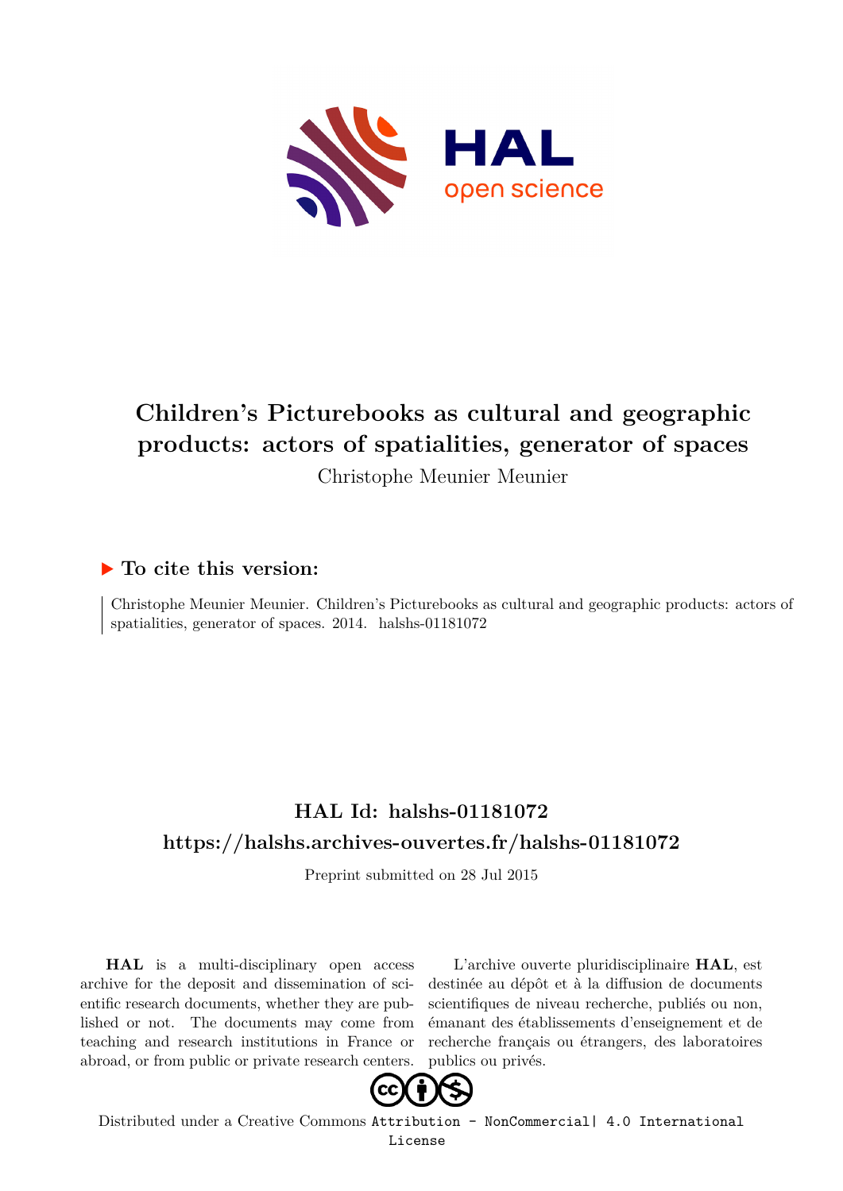# Children's Picturebooks as cultural and geographic products: actors of spatialities, generator of spaces

Christophe Meunier Meunier

## ▶ To cite this version:

Christophe Meunier Meunier. Children's Picturebooks as cultural and geographic products: actors of spatialities, generator of spaces. 2014. halshs-01181072

## HAL Id: halshs-01181072

## https://halshs.archives-ouvertes.fr/halshs-01181072

Preprint submitted on 28 Jul 2015

**HAL** is a multi-disciplinary open access archive for the deposit and dissemination of scientific research documents, whether they are published or not. The documents may come from teaching and research institutions in France or abroad, or from public or private research centers.

L'archive ouverte pluridisciplinaire **HAL**, est destinée au dépôt et à la diffusion de documents scientifiques de niveau recherche, publiés ou non, émanant des établissements d'enseignement et de recherche français ou étrangers, des laboratoires publics ou privés.

Distributed under a Creative Commons Attribution - NonCommercial| 4.0 International License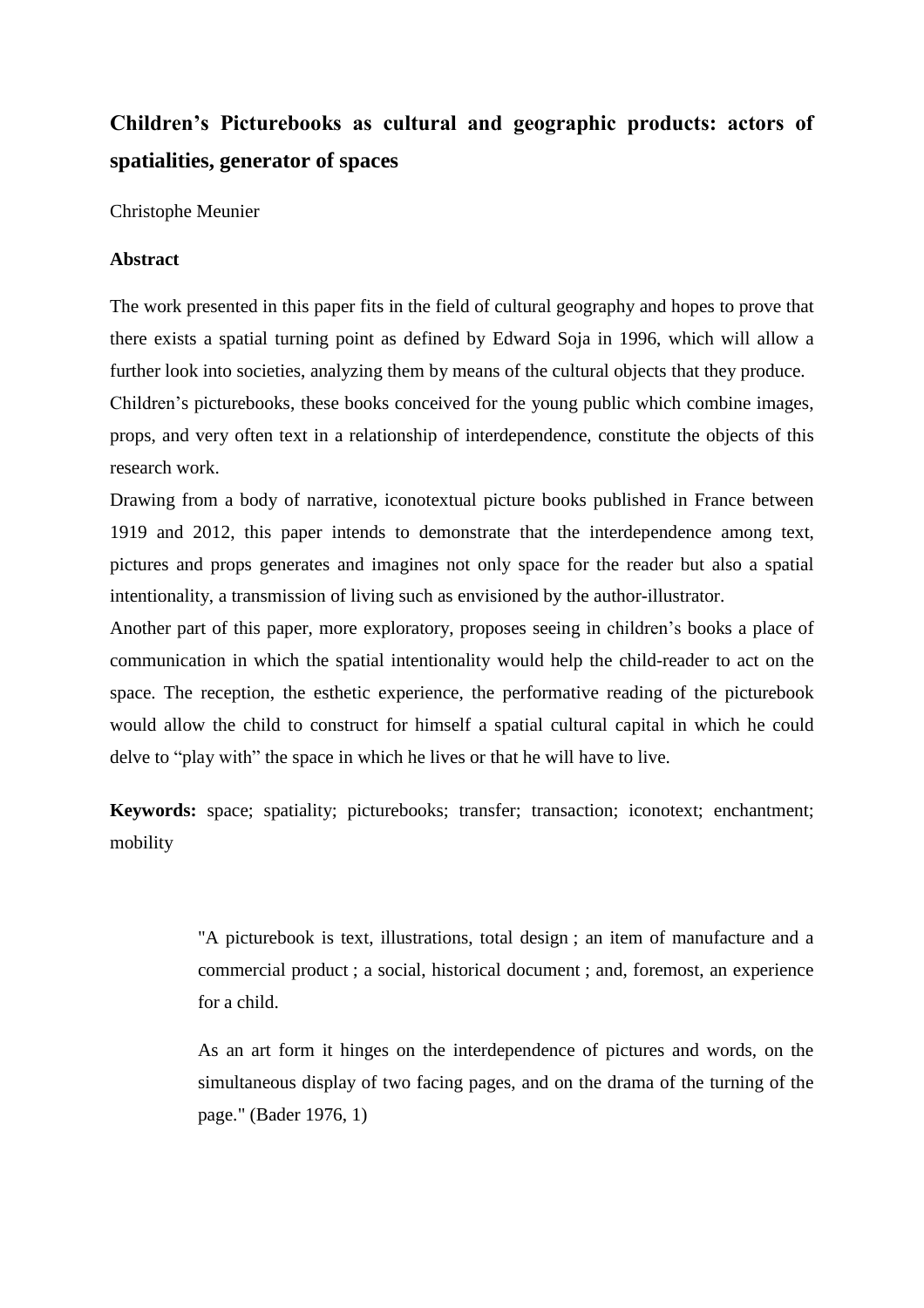# Children's Picturebooks as cultural and geographic products: actors of spatialities, generator of spaces

Christophe Meunier

**Abstract**

The work presented in this paper fits in the field of cultural geography and hopes to prove that there exists a spatial turning point as defined by Edward Soja in 1996, which will allow a further look into societies, analyzing them by means of the cultural objects that they produce.

Children's picturebooks, these books conceived for the young public which combine images, props, and very often text in a relationship of interdependence, constitute the objects of this research work.

Drawing from a body of narrative, iconotextual picture books published in France between 1919 and 2012, this paper intends to demonstrate that the interdependence among text, pictures and props generates and imagines not only space for the reader but also a spatial intentionality, a transmission of living such as envisioned by the author-illustrator.

Another part of this paper, more exploratory, proposes seeing in children's books a place of communication in which the spatial intentionality would help the child-reader to act on the space. The reception, the esthetic experience, the performative reading of the picturebook would allow the child to construct for himself a spatial cultural capital in which he could delve to "play with" the space in which he lives or that he will have to live.

**Keywords:** space; spatiality; picturebooks; transfer; transaction; iconotext; enchantment; mobility

> "A picturebook is text, illustrations, total design ; an item of manufacture and a commercial product ; a social, historical document ; and, foremost, an experience for a child.
>
> As an art form it hinges on the interdependence of pictures and words, on the simultaneous display of two facing pages, and on the drama of the turning of the page." (Bader 1976, 1)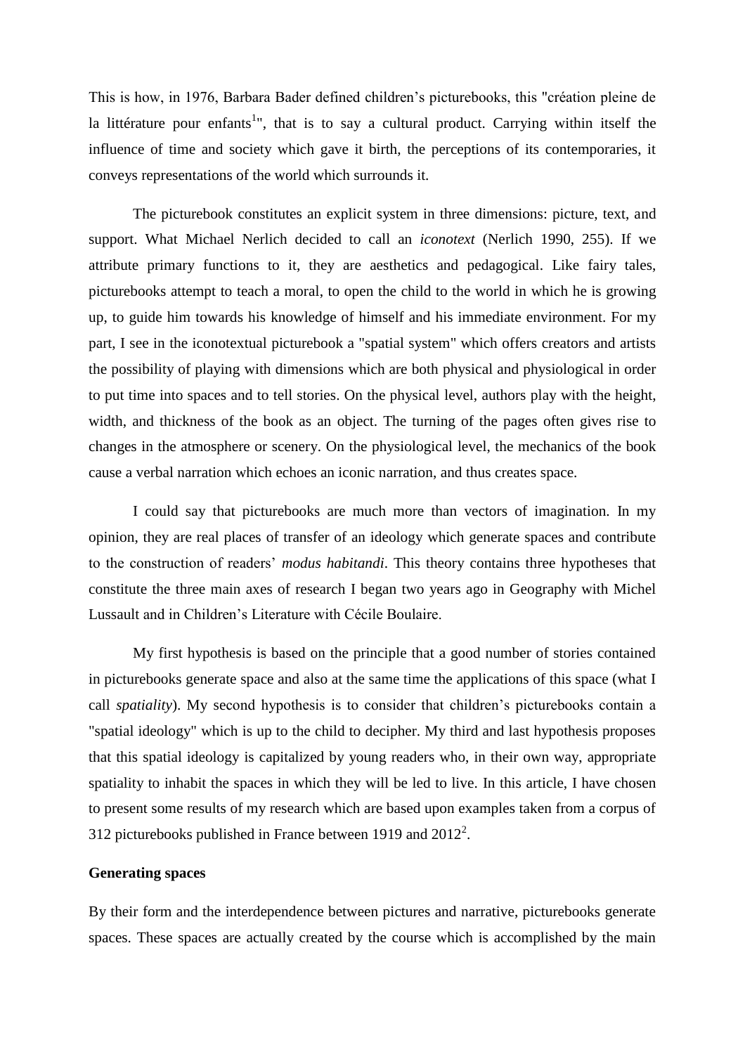This is how, in 1976, Barbara Bader defined children's picturebooks, this "création pleine de la littérature pour enfants[1]", that is to say a cultural product. Carrying within itself the influence of time and society which gave it birth, the perceptions of its contemporaries, it conveys representations of the world which surrounds it.

The picturebook constitutes an explicit system in three dimensions: picture, text, and support. What Michael Nerlich decided to call an *iconotext* (Nerlich 1990, 255). If we attribute primary functions to it, they are aesthetics and pedagogical. Like fairy tales, picturebooks attempt to teach a moral, to open the child to the world in which he is growing up, to guide him towards his knowledge of himself and his immediate environment. For my part, I see in the iconotextual picturebook a "spatial system" which offers creators and artists the possibility of playing with dimensions which are both physical and physiological in order to put time into spaces and to tell stories. On the physical level, authors play with the height, width, and thickness of the book as an object. The turning of the pages often gives rise to changes in the atmosphere or scenery. On the physiological level, the mechanics of the book cause a verbal narration which echoes an iconic narration, and thus creates space.

I could say that picturebooks are much more than vectors of imagination. In my opinion, they are real places of transfer of an ideology which generate spaces and contribute to the construction of readers' *modus habitandi*. This theory contains three hypotheses that constitute the three main axes of research I began two years ago in Geography with Michel Lussault and in Children's Literature with Cécile Boulaire.

My first hypothesis is based on the principle that a good number of stories contained in picturebooks generate space and also at the same time the applications of this space (what I call *spatiality*). My second hypothesis is to consider that children's picturebooks contain a "spatial ideology" which is up to the child to decipher. My third and last hypothesis proposes that this spatial ideology is capitalized by young readers who, in their own way, appropriate spatiality to inhabit the spaces in which they will be led to live. In this article, I have chosen to present some results of my research which are based upon examples taken from a corpus of 312 picturebooks published in France between 1919 and 2012[2].

**Generating spaces**

By their form and the interdependence between pictures and narrative, picturebooks generate spaces. These spaces are actually created by the course which is accomplished by the main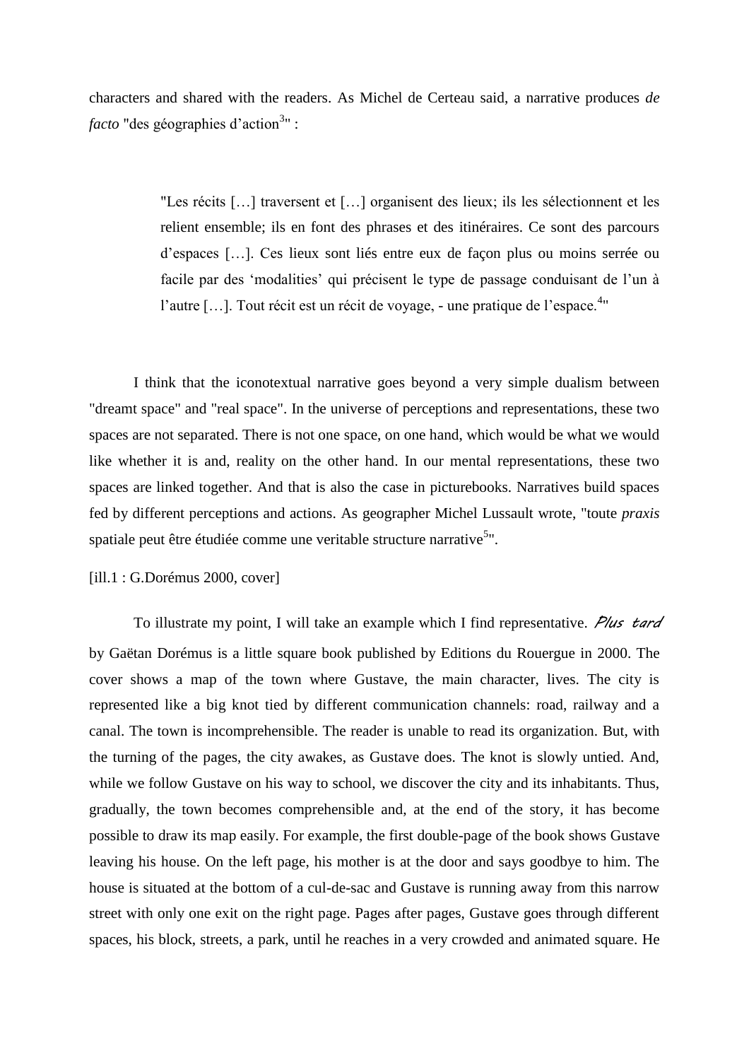characters and shared with the readers. As Michel de Certeau said, a narrative produces *de facto* "des géographies d'action[3]" :

> "Les récits […] traversent et […] organisent des lieux; ils les sélectionnent et les relient ensemble; ils en font des phrases et des itinéraires. Ce sont des parcours d'espaces […]. Ces lieux sont liés entre eux de façon plus ou moins serrée ou facile par des 'modalities' qui précisent le type de passage conduisant de l'un à l'autre […]. Tout récit est un récit de voyage, - une pratique de l'espace.[4]"

I think that the iconotextual narrative goes beyond a very simple dualism between "dreamt space" and "real space". In the universe of perceptions and representations, these two spaces are not separated. There is not one space, on one hand, which would be what we would like whether it is and, reality on the other hand. In our mental representations, these two spaces are linked together. And that is also the case in picturebooks. Narratives build spaces fed by different perceptions and actions. As geographer Michel Lussault wrote, "toute *praxis* spatiale peut être étudiée comme une veritable structure narrative[5]".

[ill.1 : G.Dorémus 2000, cover]

To illustrate my point, I will take an example which I find representative. *Plus tard* by Gaëtan Dorémus is a little square book published by Editions du Rouergue in 2000. The cover shows a map of the town where Gustave, the main character, lives. The city is represented like a big knot tied by different communication channels: road, railway and a canal. The town is incomprehensible. The reader is unable to read its organization. But, with the turning of the pages, the city awakes, as Gustave does. The knot is slowly untied. And, while we follow Gustave on his way to school, we discover the city and its inhabitants. Thus, gradually, the town becomes comprehensible and, at the end of the story, it has become possible to draw its map easily. For example, the first double-page of the book shows Gustave leaving his house. On the left page, his mother is at the door and says goodbye to him. The house is situated at the bottom of a cul-de-sac and Gustave is running away from this narrow street with only one exit on the right page. Pages after pages, Gustave goes through different spaces, his block, streets, a park, until he reaches in a very crowded and animated square. He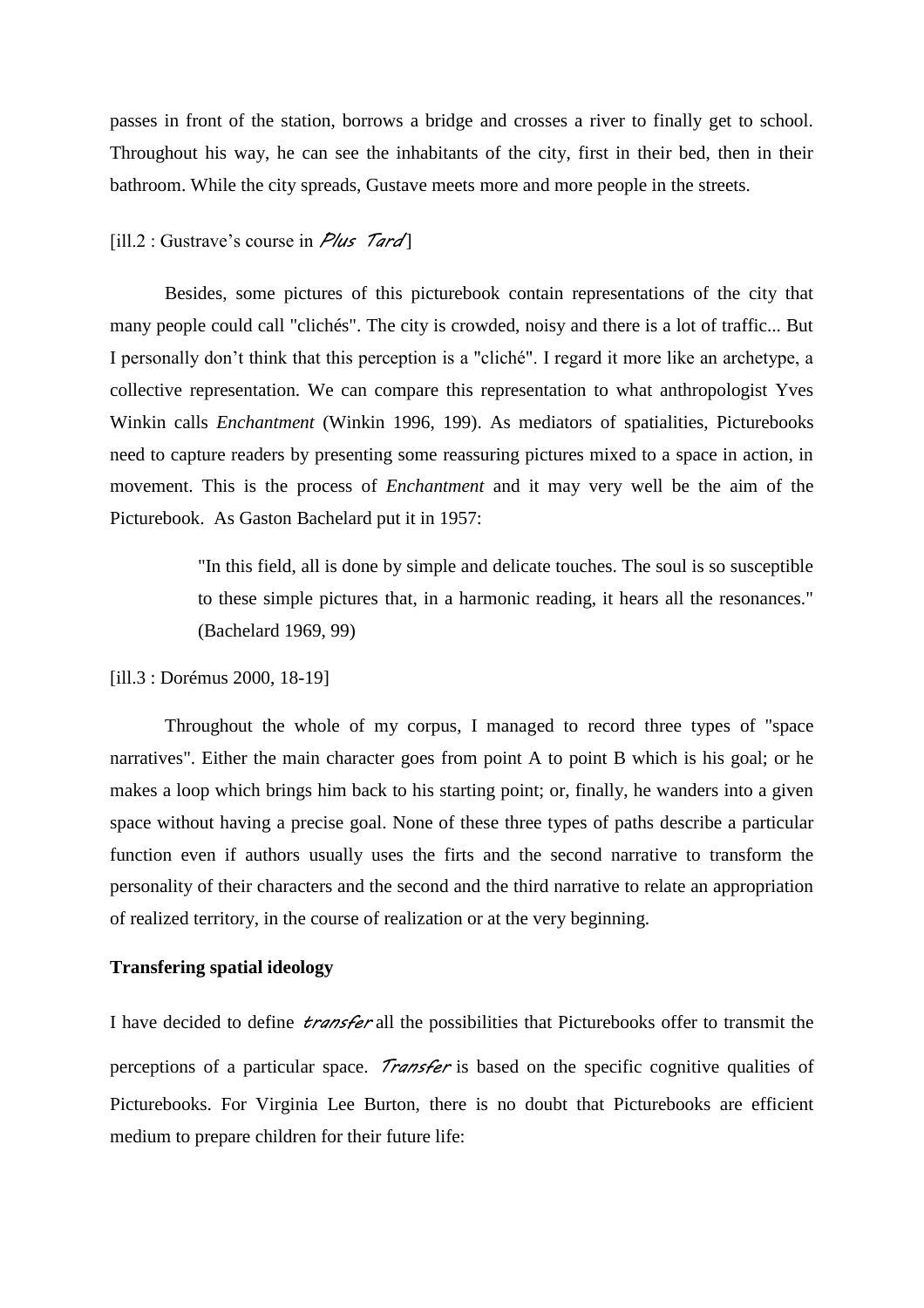passes in front of the station, borrows a bridge and crosses a river to finally get to school. Throughout his way, he can see the inhabitants of the city, first in their bed, then in their bathroom. While the city spreads, Gustave meets more and more people in the streets.

[ill.2 : Gustrave's course in *Plus Tard*]

Besides, some pictures of this picturebook contain representations of the city that many people could call "clichés". The city is crowded, noisy and there is a lot of traffic... But I personally don't think that this perception is a "cliché". I regard it more like an archetype, a collective representation. We can compare this representation to what anthropologist Yves Winkin calls *Enchantment* (Winkin 1996, 199). As mediators of spatialities, Picturebooks need to capture readers by presenting some reassuring pictures mixed to a space in action, in movement. This is the process of *Enchantment* and it may very well be the aim of the Picturebook. As Gaston Bachelard put it in 1957:

> "In this field, all is done by simple and delicate touches. The soul is so susceptible to these simple pictures that, in a harmonic reading, it hears all the resonances." (Bachelard 1969, 99)

[ill.3 : Dorémus 2000, 18-19]

Throughout the whole of my corpus, I managed to record three types of "space narratives". Either the main character goes from point A to point B which is his goal; or he makes a loop which brings him back to his starting point; or, finally, he wanders into a given space without having a precise goal. None of these three types of paths describe a particular function even if authors usually uses the firts and the second narrative to transform the personality of their characters and the second and the third narrative to relate an appropriation of realized territory, in the course of realization or at the very beginning.

**Transfering spatial ideology**

I have decided to define *transfer* all the possibilities that Picturebooks offer to transmit the perceptions of a particular space. *Transfer* is based on the specific cognitive qualities of Picturebooks. For Virginia Lee Burton, there is no doubt that Picturebooks are efficient medium to prepare children for their future life: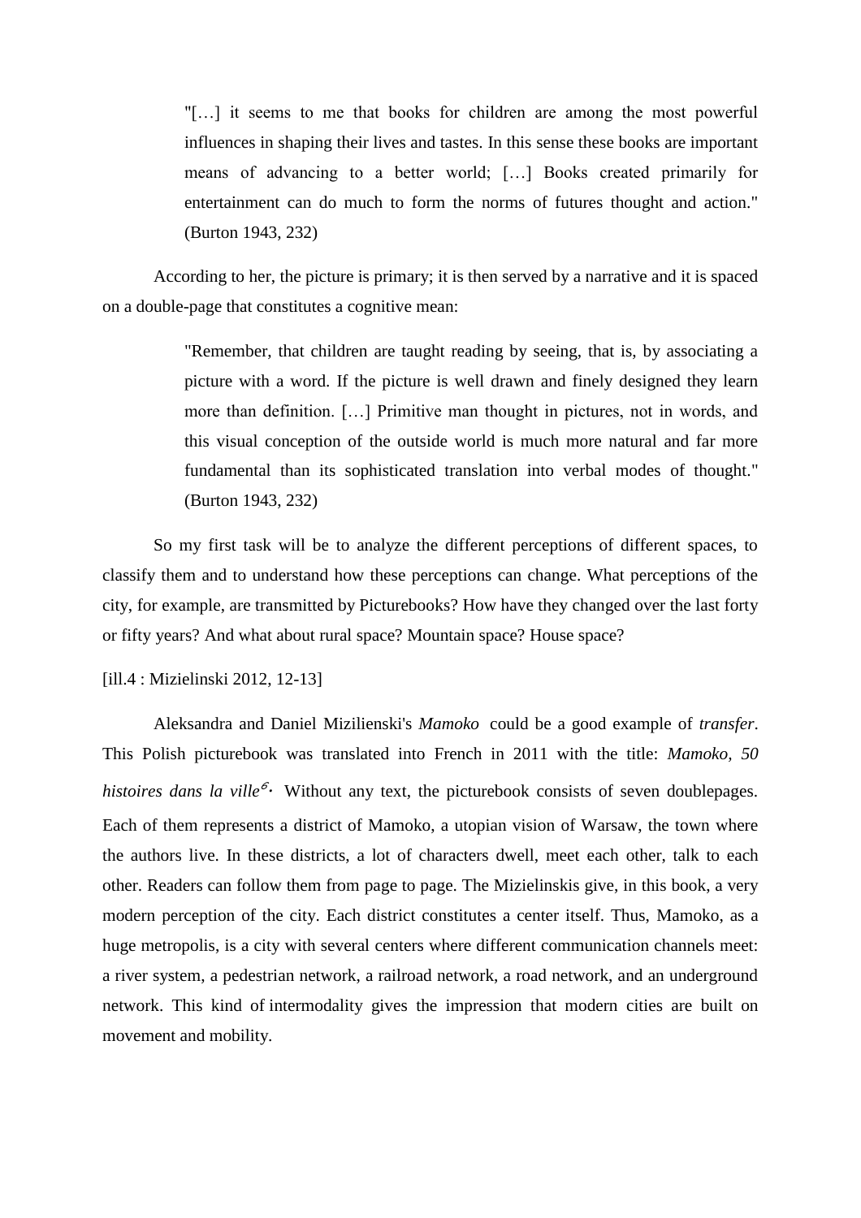> "[…] it seems to me that books for children are among the most powerful influences in shaping their lives and tastes. In this sense these books are important means of advancing to a better world; […] Books created primarily for entertainment can do much to form the norms of futures thought and action." (Burton 1943, 232)

According to her, the picture is primary; it is then served by a narrative and it is spaced on a double-page that constitutes a cognitive mean:

> "Remember, that children are taught reading by seeing, that is, by associating a picture with a word. If the picture is well drawn and finely designed they learn more than definition. […] Primitive man thought in pictures, not in words, and this visual conception of the outside world is much more natural and far more fundamental than its sophisticated translation into verbal modes of thought." (Burton 1943, 232)

So my first task will be to analyze the different perceptions of different spaces, to classify them and to understand how these perceptions can change. What perceptions of the city, for example, are transmitted by Picturebooks? How have they changed over the last forty or fifty years? And what about rural space? Mountain space? House space?

[ill.4 : Mizielinski 2012, 12-13]

Aleksandra and Daniel Mizilienski's *Mamoko* could be a good example of *transfer*. This Polish picturebook was translated into French in 2011 with the title: *Mamoko, 50 histoires dans la ville*[6]. Without any text, the picturebook consists of seven doublepages. Each of them represents a district of Mamoko, a utopian vision of Warsaw, the town where the authors live. In these districts, a lot of characters dwell, meet each other, talk to each other. Readers can follow them from page to page. The Mizielinskis give, in this book, a very modern perception of the city. Each district constitutes a center itself. Thus, Mamoko, as a huge metropolis, is a city with several centers where different communication channels meet: a river system, a pedestrian network, a railroad network, a road network, and an underground network. This kind of intermodality gives the impression that modern cities are built on movement and mobility.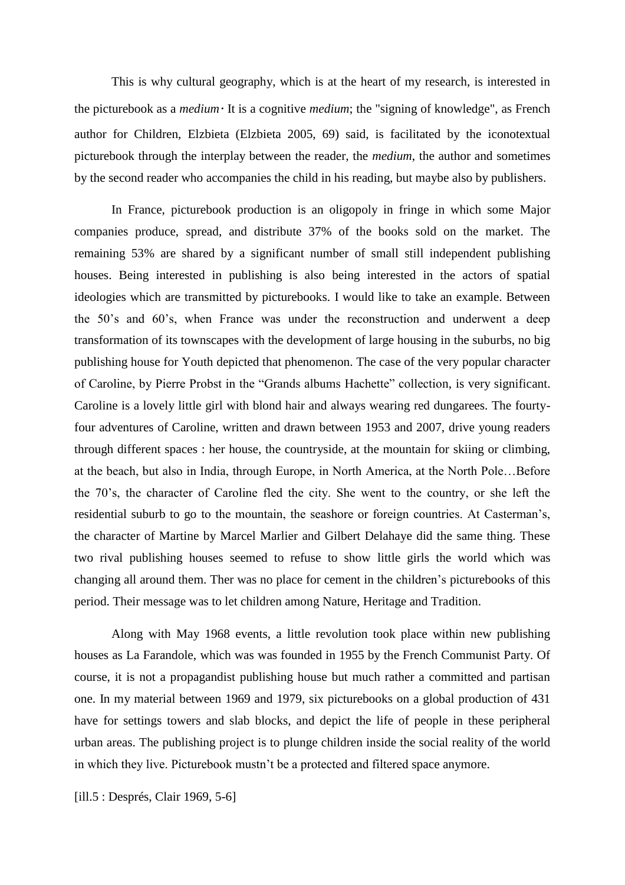This is why cultural geography, which is at the heart of my research, is interested in the picturebook as a *medium*· It is a cognitive *medium*; the "signing of knowledge", as French author for Children, Elzbieta (Elzbieta 2005, 69) said, is facilitated by the iconotextual picturebook through the interplay between the reader, the *medium*, the author and sometimes by the second reader who accompanies the child in his reading, but maybe also by publishers.

In France, picturebook production is an oligopoly in fringe in which some Major companies produce, spread, and distribute 37% of the books sold on the market. The remaining 53% are shared by a significant number of small still independent publishing houses. Being interested in publishing is also being interested in the actors of spatial ideologies which are transmitted by picturebooks. I would like to take an example. Between the 50's and 60's, when France was under the reconstruction and underwent a deep transformation of its townscapes with the development of large housing in the suburbs, no big publishing house for Youth depicted that phenomenon. The case of the very popular character of Caroline, by Pierre Probst in the "Grands albums Hachette" collection, is very significant. Caroline is a lovely little girl with blond hair and always wearing red dungarees. The fourty-four adventures of Caroline, written and drawn between 1953 and 2007, drive young readers through different spaces : her house, the countryside, at the mountain for skiing or climbing, at the beach, but also in India, through Europe, in North America, at the North Pole…Before the 70's, the character of Caroline fled the city. She went to the country, or she left the residential suburb to go to the mountain, the seashore or foreign countries. At Casterman's, the character of Martine by Marcel Marlier and Gilbert Delahaye did the same thing. These two rival publishing houses seemed to refuse to show little girls the world which was changing all around them. Ther was no place for cement in the children's picturebooks of this period. Their message was to let children among Nature, Heritage and Tradition.

Along with May 1968 events, a little revolution took place within new publishing houses as La Farandole, which was was founded in 1955 by the French Communist Party. Of course, it is not a propagandist publishing house but much rather a committed and partisan one. In my material between 1969 and 1979, six picturebooks on a global production of 431 have for settings towers and slab blocks, and depict the life of people in these peripheral urban areas. The publishing project is to plunge children inside the social reality of the world in which they live. Picturebook mustn't be a protected and filtered space anymore.

[ill.5 : Després, Clair 1969, 5-6]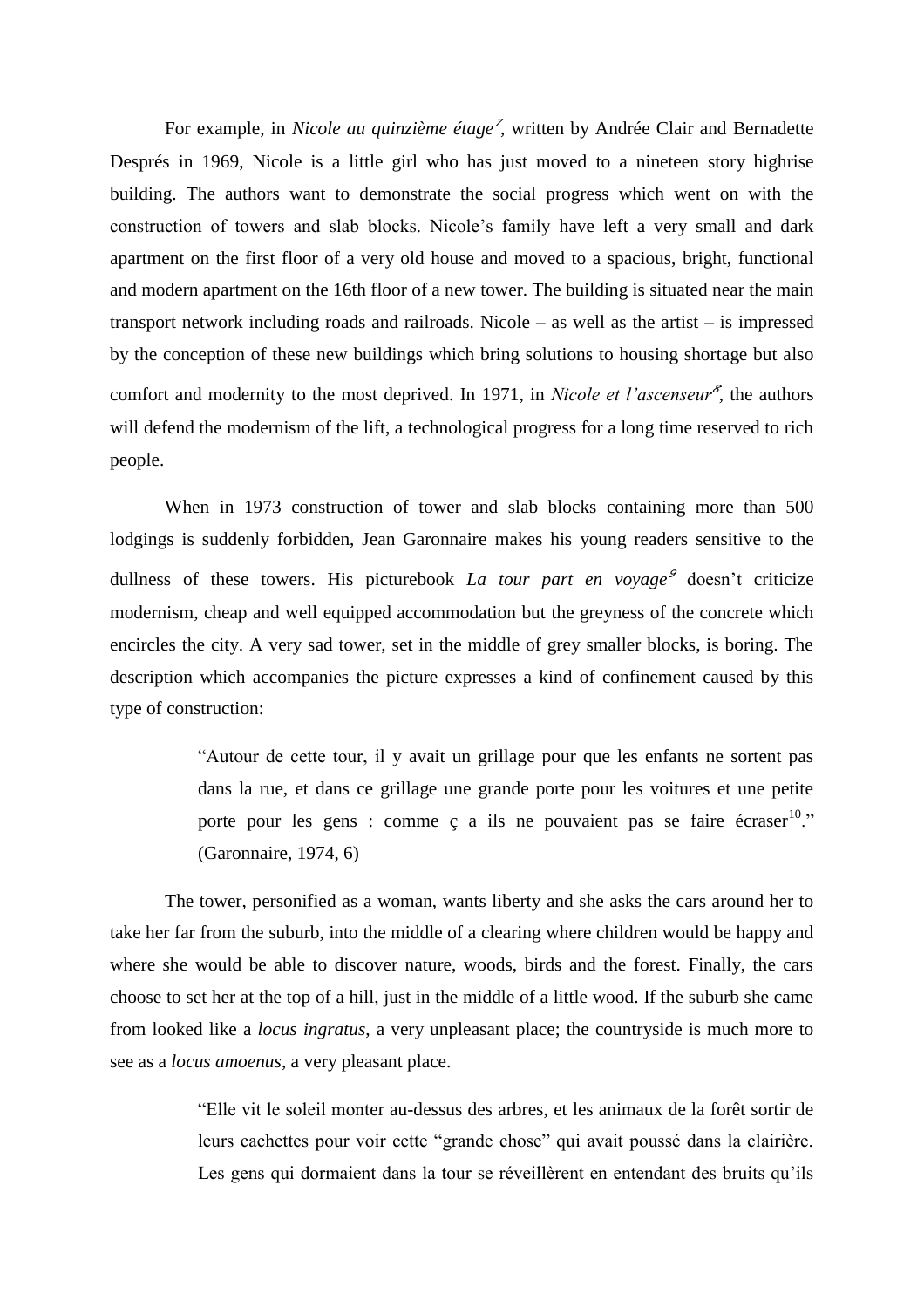For example, in *Nicole au quinzième étage*[7], written by Andrée Clair and Bernadette Després in 1969, Nicole is a little girl who has just moved to a nineteen story highrise building. The authors want to demonstrate the social progress which went on with the construction of towers and slab blocks. Nicole's family have left a very small and dark apartment on the first floor of a very old house and moved to a spacious, bright, functional and modern apartment on the 16th floor of a new tower. The building is situated near the main transport network including roads and railroads. Nicole – as well as the artist – is impressed by the conception of these new buildings which bring solutions to housing shortage but also comfort and modernity to the most deprived. In 1971, in *Nicole et l'ascenseur*[8], the authors will defend the modernism of the lift, a technological progress for a long time reserved to rich people.

When in 1973 construction of tower and slab blocks containing more than 500 lodgings is suddenly forbidden, Jean Garonnaire makes his young readers sensitive to the dullness of these towers. His picturebook *La tour part en voyage*[9] doesn't criticize modernism, cheap and well equipped accommodation but the greyness of the concrete which encircles the city. A very sad tower, set in the middle of grey smaller blocks, is boring. The description which accompanies the picture expresses a kind of confinement caused by this type of construction:

> "Autour de cette tour, il y avait un grillage pour que les enfants ne sortent pas dans la rue, et dans ce grillage une grande porte pour les voitures et une petite porte pour les gens : comme ç a ils ne pouvaient pas se faire écraser[10]." (Garonnaire, 1974, 6)

The tower, personified as a woman, wants liberty and she asks the cars around her to take her far from the suburb, into the middle of a clearing where children would be happy and where she would be able to discover nature, woods, birds and the forest. Finally, the cars choose to set her at the top of a hill, just in the middle of a little wood. If the suburb she came from looked like a *locus ingratus*, a very unpleasant place; the countryside is much more to see as a *locus amoenus*, a very pleasant place.

> "Elle vit le soleil monter au-dessus des arbres, et les animaux de la forêt sortir de leurs cachettes pour voir cette "grande chose" qui avait poussé dans la clairière. Les gens qui dormaient dans la tour se réveillèrent en entendant des bruits qu'ils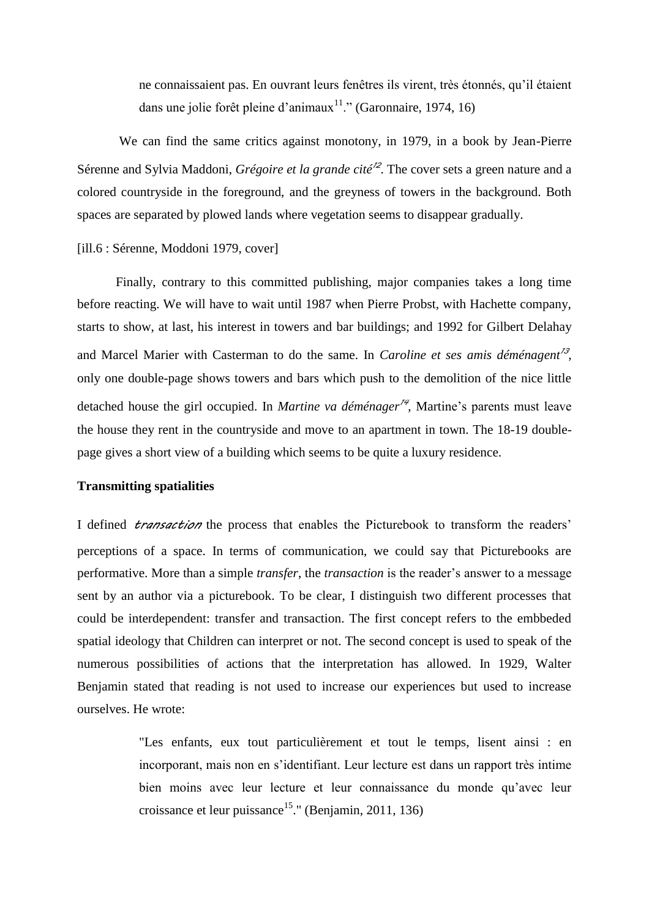> ne connaissaient pas. En ouvrant leurs fenêtres ils virent, très étonnés, qu'il étaient dans une jolie forêt pleine d'animaux[11]." (Garonnaire, 1974, 16)

We can find the same critics against monotony, in 1979, in a book by Jean-Pierre Sérenne and Sylvia Maddoni, *Grégoire et la grande cité*[12]. The cover sets a green nature and a colored countryside in the foreground, and the greyness of towers in the background. Both spaces are separated by plowed lands where vegetation seems to disappear gradually.

[ill.6 : Sérenne, Moddoni 1979, cover]

Finally, contrary to this committed publishing, major companies takes a long time before reacting. We will have to wait until 1987 when Pierre Probst, with Hachette company, starts to show, at last, his interest in towers and bar buildings; and 1992 for Gilbert Delahay and Marcel Marier with Casterman to do the same. In *Caroline et ses amis déménagent*[13], only one double-page shows towers and bars which push to the demolition of the nice little detached house the girl occupied. In *Martine va déménager*[14], Martine's parents must leave the house they rent in the countryside and move to an apartment in town. The 18-19 double-page gives a short view of a building which seems to be quite a luxury residence.

**Transmitting spatialities**

I defined *transaction* the process that enables the Picturebook to transform the readers' perceptions of a space. In terms of communication, we could say that Picturebooks are performative. More than a simple *transfer*, the *transaction* is the reader's answer to a message sent by an author via a picturebook. To be clear, I distinguish two different processes that could be interdependent: transfer and transaction. The first concept refers to the embbeded spatial ideology that Children can interpret or not. The second concept is used to speak of the numerous possibilities of actions that the interpretation has allowed. In 1929, Walter Benjamin stated that reading is not used to increase our experiences but used to increase ourselves. He wrote:

> "Les enfants, eux tout particulièrement et tout le temps, lisent ainsi : en incorporant, mais non en s'identifiant. Leur lecture est dans un rapport très intime bien moins avec leur lecture et leur connaissance du monde qu'avec leur croissance et leur puissance[15]." (Benjamin, 2011, 136)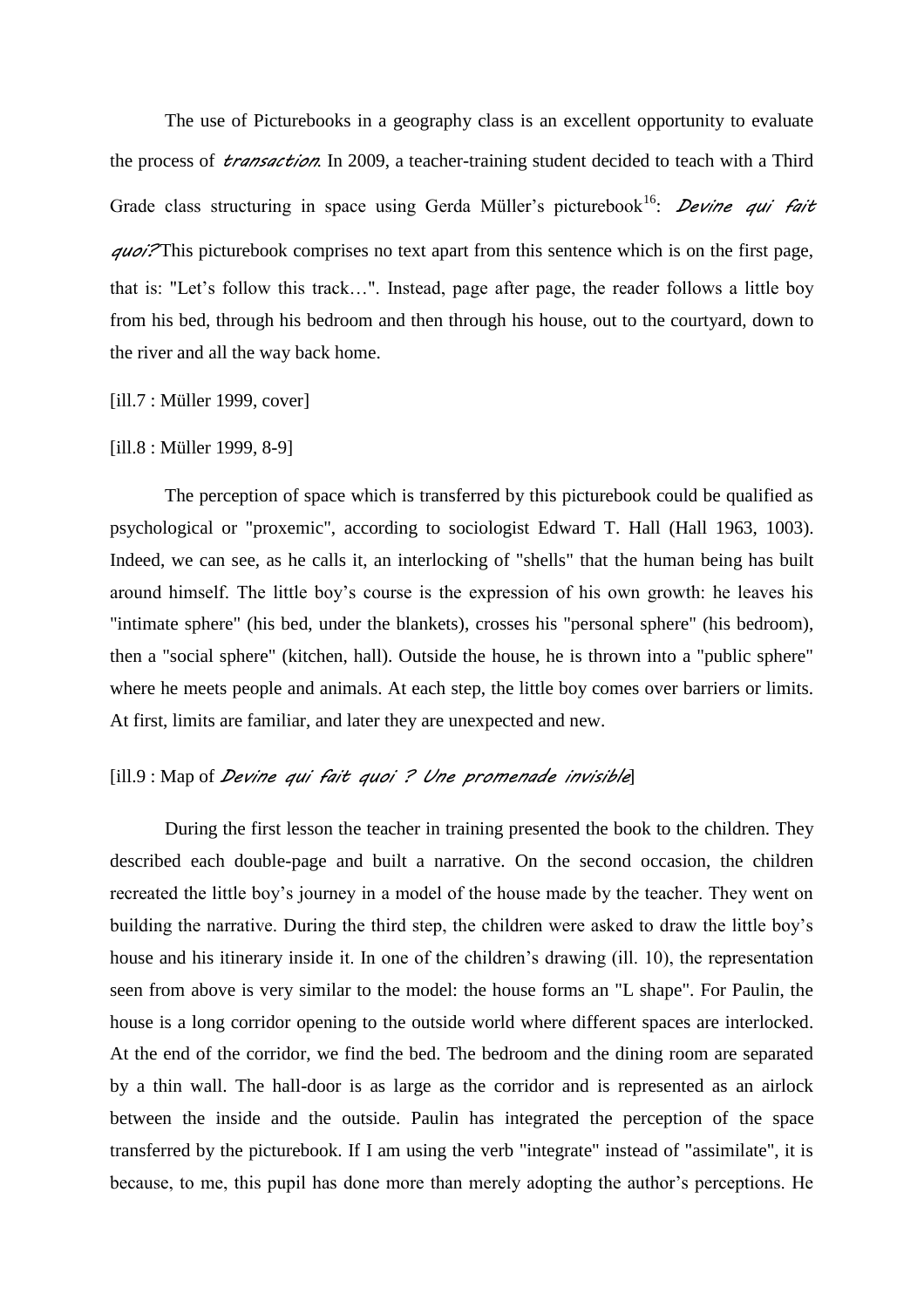The use of Picturebooks in a geography class is an excellent opportunity to evaluate the process of *transaction*. In 2009, a teacher-training student decided to teach with a Third Grade class structuring in space using Gerda Müller's picturebook[16]: *Devine qui fait quoi?* This picturebook comprises no text apart from this sentence which is on the first page, that is: "Let's follow this track…". Instead, page after page, the reader follows a little boy from his bed, through his bedroom and then through his house, out to the courtyard, down to the river and all the way back home.

[ill.7 : Müller 1999, cover]

[ill.8 : Müller 1999, 8-9]

The perception of space which is transferred by this picturebook could be qualified as psychological or "proxemic", according to sociologist Edward T. Hall (Hall 1963, 1003). Indeed, we can see, as he calls it, an interlocking of "shells" that the human being has built around himself. The little boy's course is the expression of his own growth: he leaves his "intimate sphere" (his bed, under the blankets), crosses his "personal sphere" (his bedroom), then a "social sphere" (kitchen, hall). Outside the house, he is thrown into a "public sphere" where he meets people and animals. At each step, the little boy comes over barriers or limits. At first, limits are familiar, and later they are unexpected and new.

[ill.9 : Map of *Devine qui fait quoi ? Une promenade invisible*]

During the first lesson the teacher in training presented the book to the children. They described each double-page and built a narrative. On the second occasion, the children recreated the little boy's journey in a model of the house made by the teacher. They went on building the narrative. During the third step, the children were asked to draw the little boy's house and his itinerary inside it. In one of the children's drawing (ill. 10), the representation seen from above is very similar to the model: the house forms an "L shape". For Paulin, the house is a long corridor opening to the outside world where different spaces are interlocked. At the end of the corridor, we find the bed. The bedroom and the dining room are separated by a thin wall. The hall-door is as large as the corridor and is represented as an airlock between the inside and the outside. Paulin has integrated the perception of the space transferred by the picturebook. If I am using the verb "integrate" instead of "assimilate", it is because, to me, this pupil has done more than merely adopting the author's perceptions. He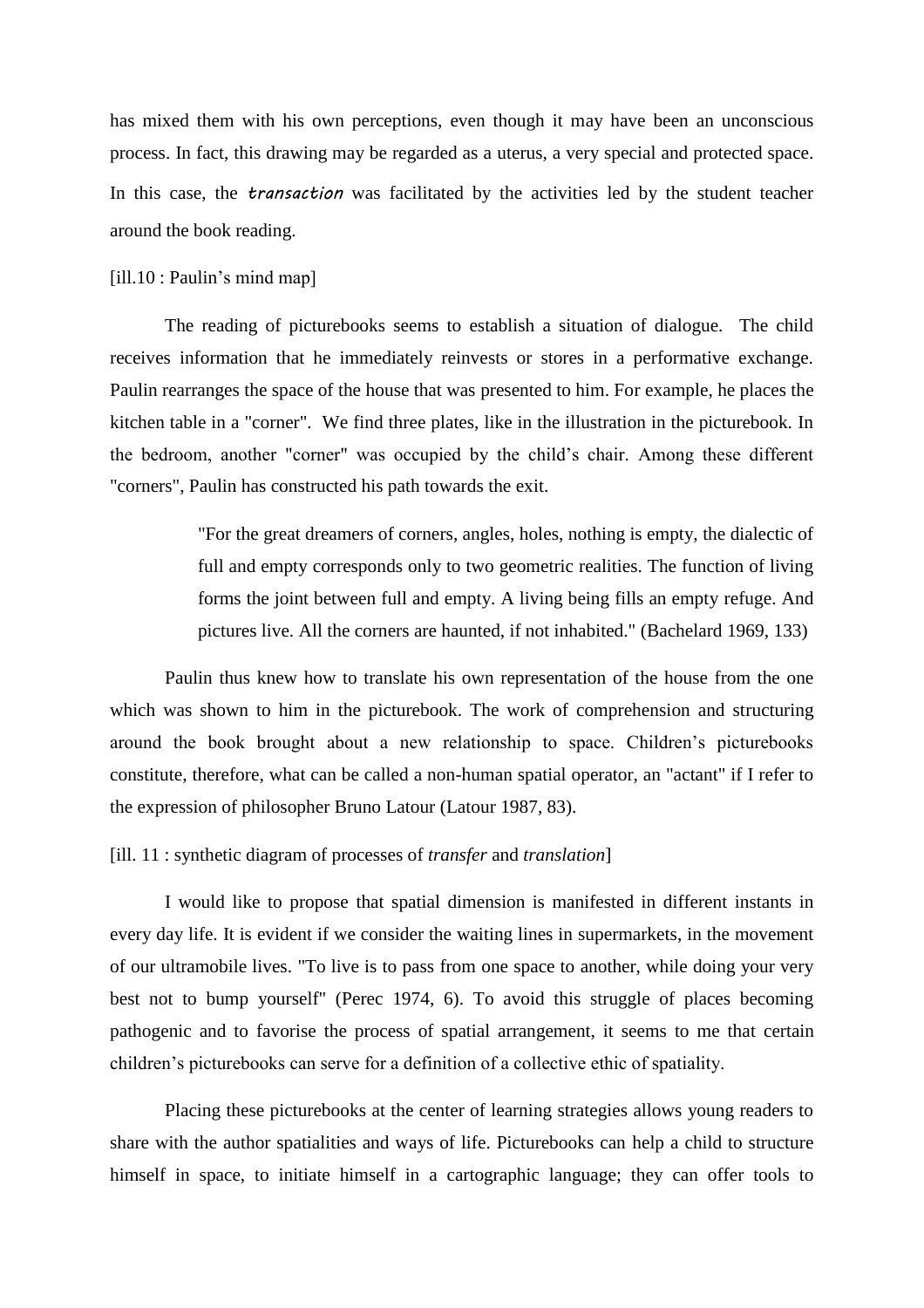has mixed them with his own perceptions, even though it may have been an unconscious process. In fact, this drawing may be regarded as a uterus, a very special and protected space. In this case, the ***transaction*** was facilitated by the activities led by the student teacher around the book reading.

[ill.10 : Paulin's mind map]

The reading of picturebooks seems to establish a situation of dialogue. The child receives information that he immediately reinvests or stores in a performative exchange. Paulin rearranges the space of the house that was presented to him. For example, he places the kitchen table in a "corner". We find three plates, like in the illustration in the picturebook. In the bedroom, another "corner" was occupied by the child's chair. Among these different "corners", Paulin has constructed his path towards the exit.

> "For the great dreamers of corners, angles, holes, nothing is empty, the dialectic of full and empty corresponds only to two geometric realities. The function of living forms the joint between full and empty. A living being fills an empty refuge. And pictures live. All the corners are haunted, if not inhabited." (Bachelard 1969, 133)

Paulin thus knew how to translate his own representation of the house from the one which was shown to him in the picturebook. The work of comprehension and structuring around the book brought about a new relationship to space. Children's picturebooks constitute, therefore, what can be called a non-human spatial operator, an "actant" if I refer to the expression of philosopher Bruno Latour (Latour 1987, 83).

[ill. 11 : synthetic diagram of processes of *transfer* and *translation*]

I would like to propose that spatial dimension is manifested in different instants in every day life. It is evident if we consider the waiting lines in supermarkets, in the movement of our ultramobile lives. "To live is to pass from one space to another, while doing your very best not to bump yourself" (Perec 1974, 6). To avoid this struggle of places becoming pathogenic and to favorise the process of spatial arrangement, it seems to me that certain children's picturebooks can serve for a definition of a collective ethic of spatiality.

Placing these picturebooks at the center of learning strategies allows young readers to share with the author spatialities and ways of life. Picturebooks can help a child to structure himself in space, to initiate himself in a cartographic language; they can offer tools to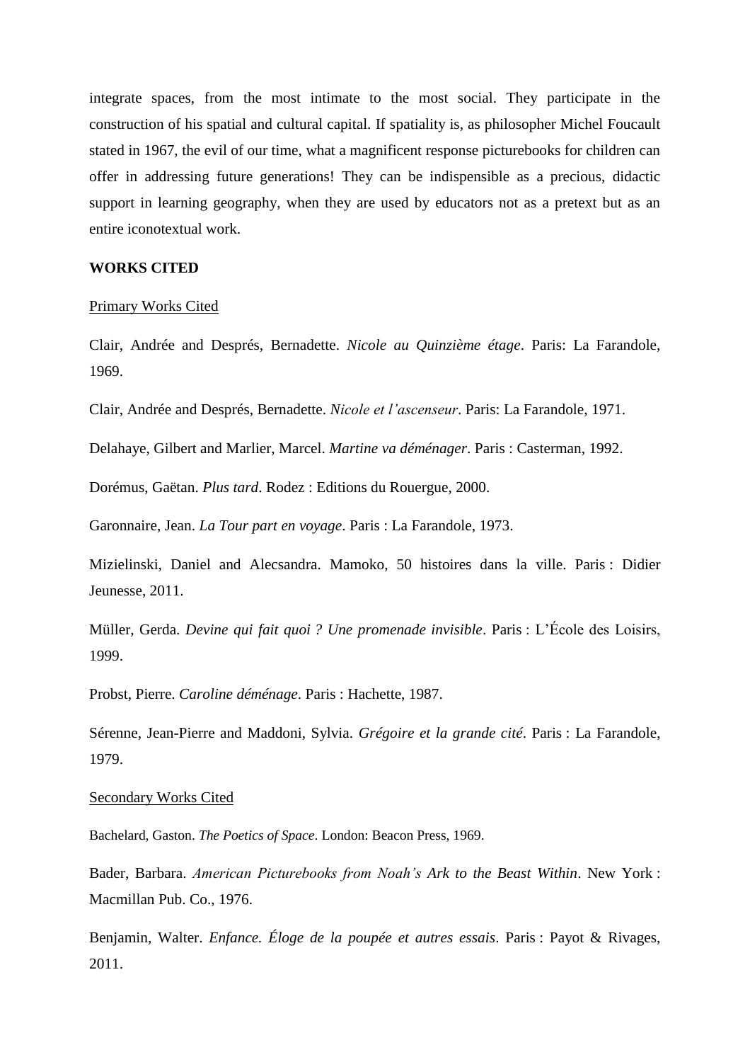integrate spaces, from the most intimate to the most social. They participate in the construction of his spatial and cultural capital. If spatiality is, as philosopher Michel Foucault stated in 1967, the evil of our time, what a magnificent response picturebooks for children can offer in addressing future generations! They can be indispensible as a precious, didactic support in learning geography, when they are used by educators not as a pretext but as an entire iconotextual work.

**WORKS CITED**

Primary Works Cited

Clair, Andrée and Després, Bernadette. *Nicole au Quinzième étage*. Paris: La Farandole, 1969.

Clair, Andrée and Després, Bernadette. *Nicole et l'ascenseur*. Paris: La Farandole, 1971.

Delahaye, Gilbert and Marlier, Marcel. *Martine va déménager*. Paris : Casterman, 1992.

Dorémus, Gaëtan. *Plus tard*. Rodez : Editions du Rouergue, 2000.

Garonnaire, Jean. *La Tour part en voyage*. Paris : La Farandole, 1973.

Mizielinski, Daniel and Alecsandra. Mamoko, 50 histoires dans la ville. Paris : Didier Jeunesse, 2011.

Müller, Gerda. *Devine qui fait quoi ? Une promenade invisible*. Paris : L'École des Loisirs, 1999.

Probst, Pierre. *Caroline déménage*. Paris : Hachette, 1987.

Sérenne, Jean-Pierre and Maddoni, Sylvia. *Grégoire et la grande cité*. Paris : La Farandole, 1979.

Secondary Works Cited

Bachelard, Gaston. *The Poetics of Space*. London: Beacon Press, 1969.

Bader, Barbara. *American Picturebooks from Noah's Ark to the Beast Within*. New York : Macmillan Pub. Co., 1976.

Benjamin, Walter. *Enfance. Éloge de la poupée et autres essais*. Paris : Payot & Rivages, 2011.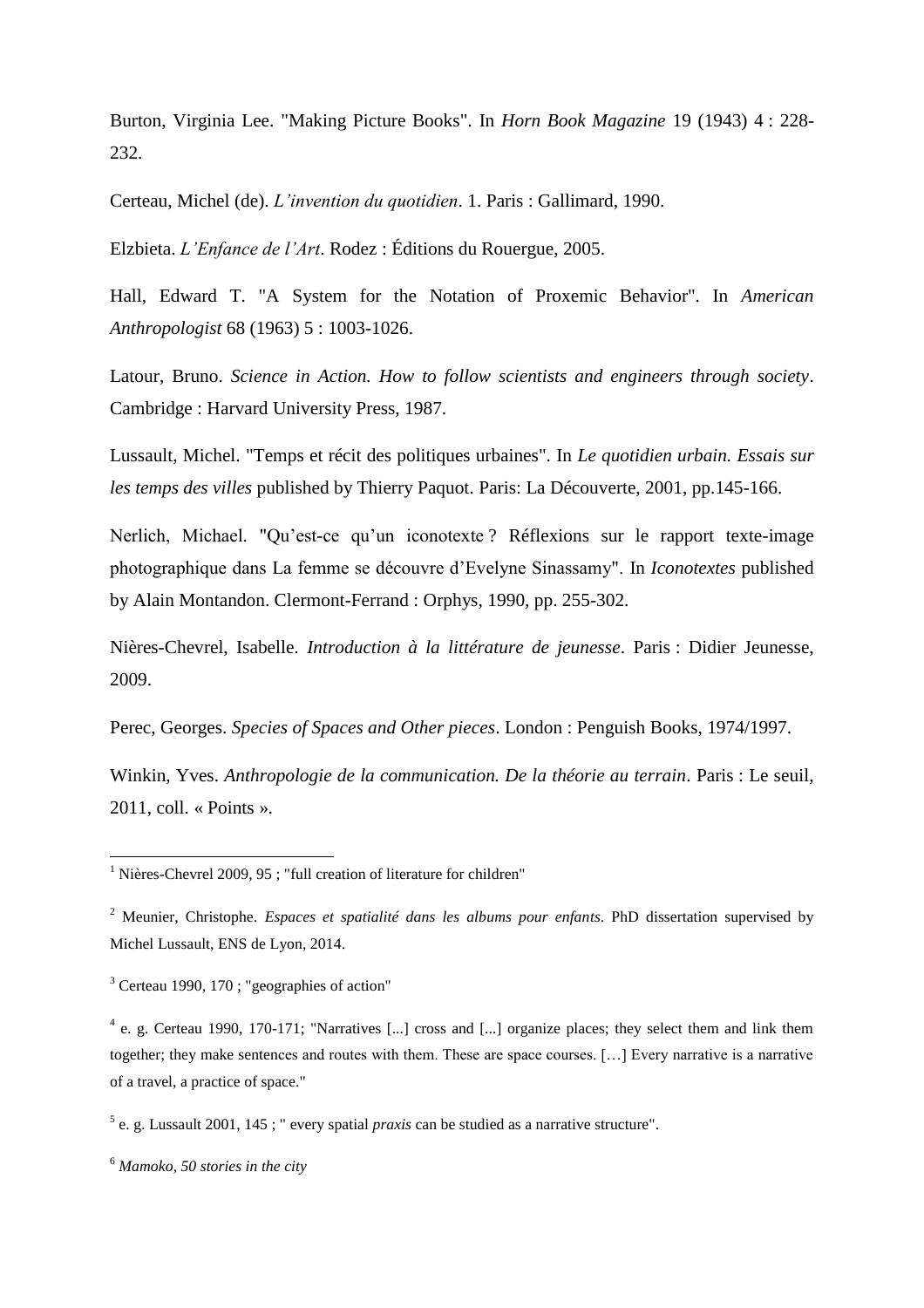Burton, Virginia Lee. "Making Picture Books". In *Horn Book Magazine* 19 (1943) 4 : 228-232.

Certeau, Michel (de). *L'invention du quotidien*. 1. Paris : Gallimard, 1990.

Elzbieta. *L'Enfance de l'Art*. Rodez : Éditions du Rouergue, 2005.

Hall, Edward T. "A System for the Notation of Proxemic Behavior". In *American Anthropologist* 68 (1963) 5 : 1003-1026.

Latour, Bruno. *Science in Action. How to follow scientists and engineers through society*. Cambridge : Harvard University Press, 1987.

Lussault, Michel. "Temps et récit des politiques urbaines". In *Le quotidien urbain. Essais sur les temps des villes* published by Thierry Paquot. Paris: La Découverte, 2001, pp.145-166.

Nerlich, Michael. "Qu'est-ce qu'un iconotexte ? Réflexions sur le rapport texte-image photographique dans La femme se découvre d'Evelyne Sinassamy". In *Iconotextes* published by Alain Montandon. Clermont-Ferrand : Orphys, 1990, pp. 255-302.

Nières-Chevrel, Isabelle. *Introduction à la littérature de jeunesse*. Paris : Didier Jeunesse, 2009.

Perec, Georges. *Species of Spaces and Other pieces*. London : Penguish Books, 1974/1997.

Winkin, Yves. *Anthropologie de la communication. De la théorie au terrain*. Paris : Le seuil, 2011, coll. « Points ».

---

[1] Nières-Chevrel 2009, 95 ; "full creation of literature for children"

[2] Meunier, Christophe. *Espaces et spatialité dans les albums pour enfants*. PhD dissertation supervised by Michel Lussault, ENS de Lyon, 2014.

[3] Certeau 1990, 170 ; "geographies of action"

[4] e. g. Certeau 1990, 170-171; "Narratives [...] cross and [...] organize places; they select them and link them together; they make sentences and routes with them. These are space courses. […] Every narrative is a narrative of a travel, a practice of space."

[5] e. g. Lussault 2001, 145 ; " every spatial *praxis* can be studied as a narrative structure".

[6] *Mamoko, 50 stories in the city*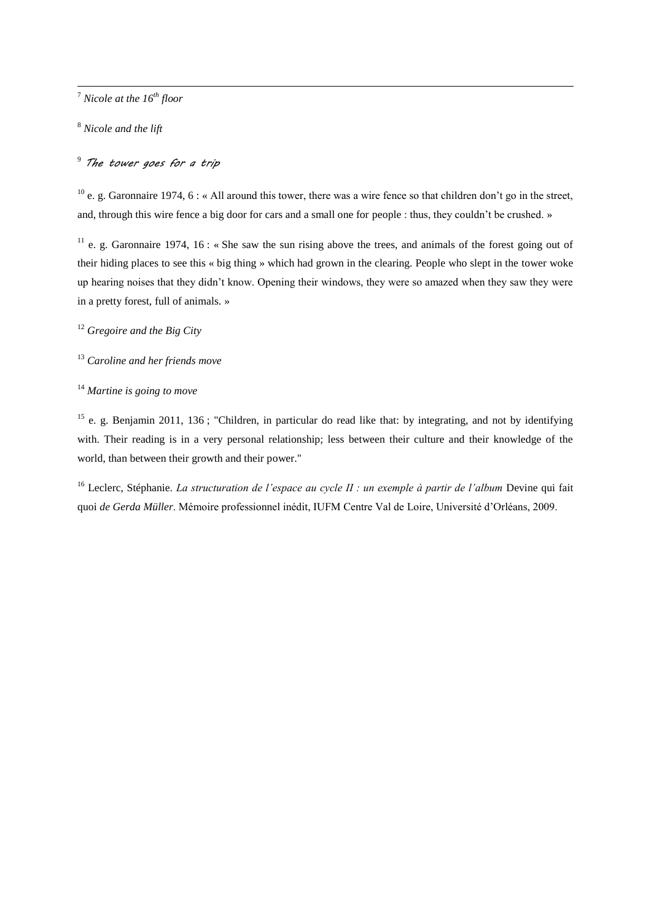[7] *Nicole at the 16th floor*

[8] *Nicole and the lift*

[9] *The tower goes for a trip*

[10] e. g. Garonnaire 1974, 6 : « All around this tower, there was a wire fence so that children don't go in the street, and, through this wire fence a big door for cars and a small one for people : thus, they couldn't be crushed. »

[11] e. g. Garonnaire 1974, 16 : « She saw the sun rising above the trees, and animals of the forest going out of their hiding places to see this « big thing » which had grown in the clearing. People who slept in the tower woke up hearing noises that they didn't know. Opening their windows, they were so amazed when they saw they were in a pretty forest, full of animals. »

[12] *Gregoire and the Big City*

[13] *Caroline and her friends move*

[14] *Martine is going to move*

[15] e. g. Benjamin 2011, 136 ; "Children, in particular do read like that: by integrating, and not by identifying with. Their reading is in a very personal relationship; less between their culture and their knowledge of the world, than between their growth and their power."

[16] Leclerc, Stéphanie. *La structuration de l'espace au cycle II : un exemple à partir de l'album* Devine qui fait quoi *de Gerda Müller*. Mémoire professionnel inédit, IUFM Centre Val de Loire, Université d'Orléans, 2009.